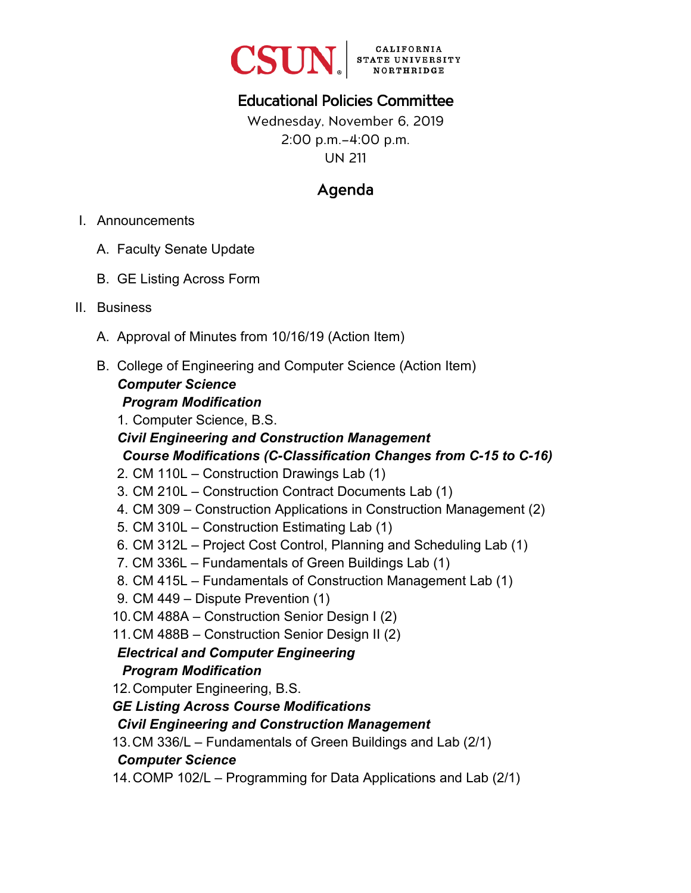CSUN CALIFORNIA STATE UNIVERSITY NORTHRIDGE

# Educational Policies Committee

Wednesday, November 6, 2019
2:00 p.m.–4:00 p.m.
UN 211

## Agenda

I. Announcements

   A. Faculty Senate Update

   B. GE Listing Across Form

II. Business

   A. Approval of Minutes from 10/16/19 (Action Item)

   B. College of Engineering and Computer Science (Action Item)

   ***Computer Science***

   ***Program Modification***

   1. Computer Science, B.S.

   ***Civil Engineering and Construction Management***

   ***Course Modifications (C-Classification Changes from C-15 to C-16)***

   2. CM 110L – Construction Drawings Lab (1)
   3. CM 210L – Construction Contract Documents Lab (1)
   4. CM 309 – Construction Applications in Construction Management (2)
   5. CM 310L – Construction Estimating Lab (1)
   6. CM 312L – Project Cost Control, Planning and Scheduling Lab (1)
   7. CM 336L – Fundamentals of Green Buildings Lab (1)
   8. CM 415L – Fundamentals of Construction Management Lab (1)
   9. CM 449 – Dispute Prevention (1)
   10. CM 488A – Construction Senior Design I (2)
   11. CM 488B – Construction Senior Design II (2)

   ***Electrical and Computer Engineering***

   ***Program Modification***

   12. Computer Engineering, B.S.

   ***GE Listing Across Course Modifications***

   ***Civil Engineering and Construction Management***

   13. CM 336/L – Fundamentals of Green Buildings and Lab (2/1)

   ***Computer Science***

   14. COMP 102/L – Programming for Data Applications and Lab (2/1)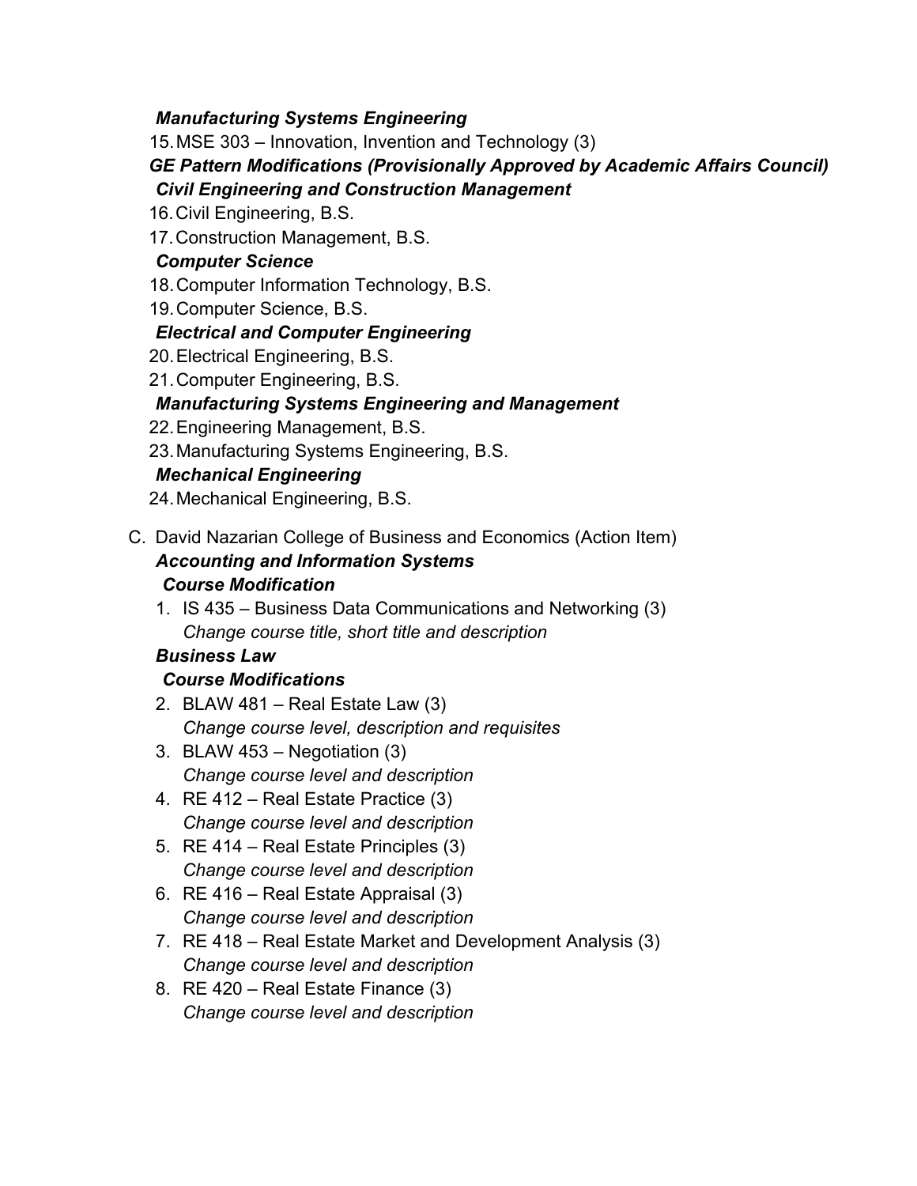***Manufacturing Systems Engineering***

15. MSE 303 – Innovation, Invention and Technology (3)

***GE Pattern Modifications (Provisionally Approved by Academic Affairs Council)***

***Civil Engineering and Construction Management***

16. Civil Engineering, B.S.
17. Construction Management, B.S.

***Computer Science***

18. Computer Information Technology, B.S.
19. Computer Science, B.S.

***Electrical and Computer Engineering***

20. Electrical Engineering, B.S.
21. Computer Engineering, B.S.

***Manufacturing Systems Engineering and Management***

22. Engineering Management, B.S.
23. Manufacturing Systems Engineering, B.S.

***Mechanical Engineering***

24. Mechanical Engineering, B.S.

C. David Nazarian College of Business and Economics (Action Item)

***Accounting and Information Systems***

***Course Modification***

1. IS 435 – Business Data Communications and Networking (3)
   *Change course title, short title and description*

***Business Law***

***Course Modifications***

2. BLAW 481 – Real Estate Law (3)
   *Change course level, description and requisites*
3. BLAW 453 – Negotiation (3)
   *Change course level and description*
4. RE 412 – Real Estate Practice (3)
   *Change course level and description*
5. RE 414 – Real Estate Principles (3)
   *Change course level and description*
6. RE 416 – Real Estate Appraisal (3)
   *Change course level and description*
7. RE 418 – Real Estate Market and Development Analysis (3)
   *Change course level and description*
8. RE 420 – Real Estate Finance (3)
   *Change course level and description*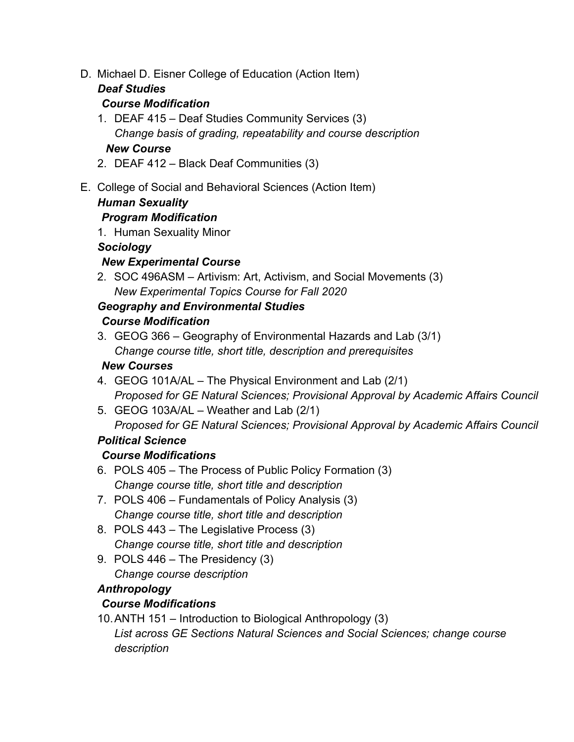D. Michael D. Eisner College of Education (Action Item)

***Deaf Studies***

***Course Modification***

1. DEAF 415 – Deaf Studies Community Services (3)
   *Change basis of grading, repeatability and course description*

***New Course***

2. DEAF 412 – Black Deaf Communities (3)

E. College of Social and Behavioral Sciences (Action Item)

***Human Sexuality***

***Program Modification***

1. Human Sexuality Minor

***Sociology***

***New Experimental Course***

2. SOC 496ASM – Artivism: Art, Activism, and Social Movements (3)
   *New Experimental Topics Course for Fall 2020*

***Geography and Environmental Studies***

***Course Modification***

3. GEOG 366 – Geography of Environmental Hazards and Lab (3/1)
   *Change course title, short title, description and prerequisites*

***New Courses***

4. GEOG 101A/AL – The Physical Environment and Lab (2/1)
   *Proposed for GE Natural Sciences; Provisional Approval by Academic Affairs Council*
5. GEOG 103A/AL – Weather and Lab (2/1)
   *Proposed for GE Natural Sciences; Provisional Approval by Academic Affairs Council*

***Political Science***

***Course Modifications***

6. POLS 405 – The Process of Public Policy Formation (3)
   *Change course title, short title and description*
7. POLS 406 – Fundamentals of Policy Analysis (3)
   *Change course title, short title and description*
8. POLS 443 – The Legislative Process (3)
   *Change course title, short title and description*
9. POLS 446 – The Presidency (3)
   *Change course description*

***Anthropology***

***Course Modifications***

10. ANTH 151 – Introduction to Biological Anthropology (3)
    *List across GE Sections Natural Sciences and Social Sciences; change course description*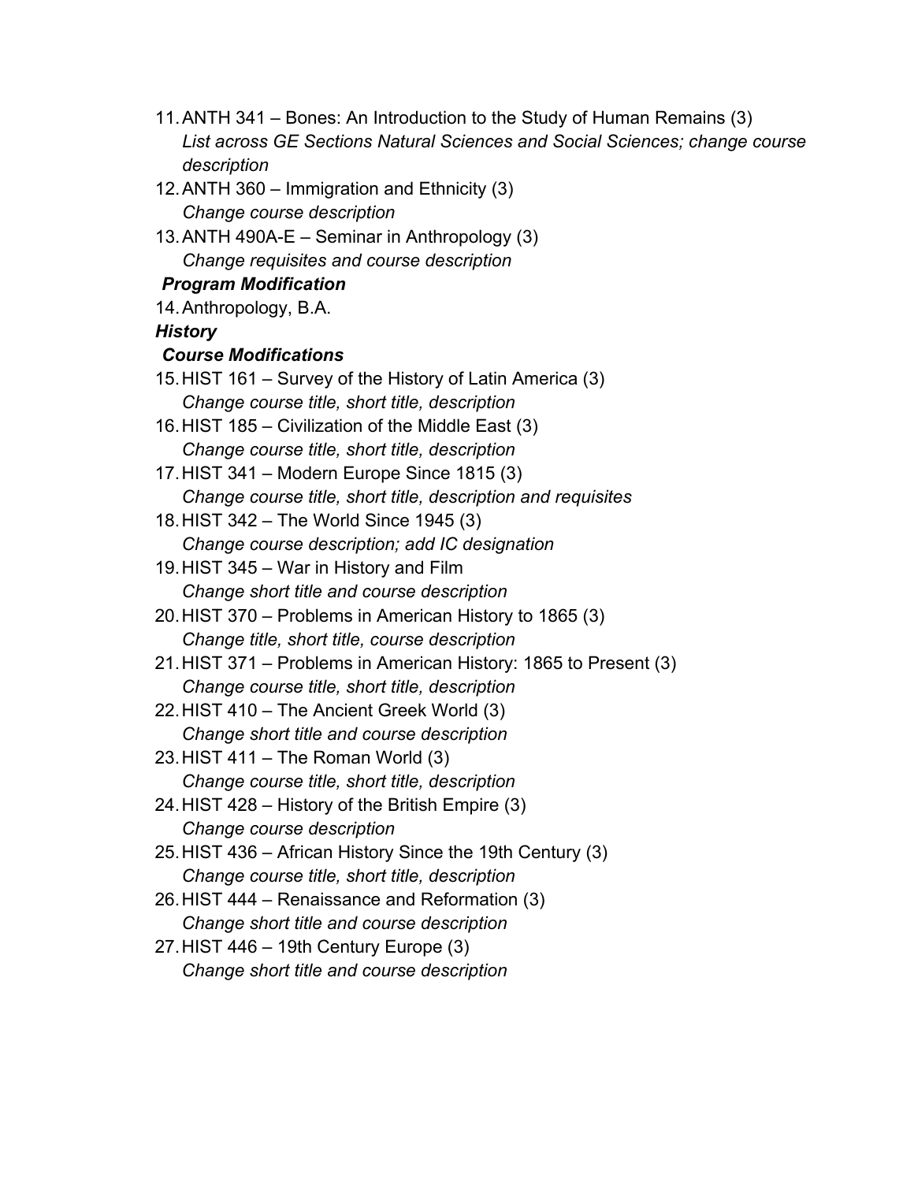11. ANTH 341 – Bones: An Introduction to the Study of Human Remains (3)
    *List across GE Sections Natural Sciences and Social Sciences; change course description*
12. ANTH 360 – Immigration and Ethnicity (3)
    *Change course description*
13. ANTH 490A-E – Seminar in Anthropology (3)
    *Change requisites and course description*

***Program Modification***

14. Anthropology, B.A.

***History***

***Course Modifications***

15. HIST 161 – Survey of the History of Latin America (3)
    *Change course title, short title, description*
16. HIST 185 – Civilization of the Middle East (3)
    *Change course title, short title, description*
17. HIST 341 – Modern Europe Since 1815 (3)
    *Change course title, short title, description and requisites*
18. HIST 342 – The World Since 1945 (3)
    *Change course description; add IC designation*
19. HIST 345 – War in History and Film
    *Change short title and course description*
20. HIST 370 – Problems in American History to 1865 (3)
    *Change title, short title, course description*
21. HIST 371 – Problems in American History: 1865 to Present (3)
    *Change course title, short title, description*
22. HIST 410 – The Ancient Greek World (3)
    *Change short title and course description*
23. HIST 411 – The Roman World (3)
    *Change course title, short title, description*
24. HIST 428 – History of the British Empire (3)
    *Change course description*
25. HIST 436 – African History Since the 19th Century (3)
    *Change course title, short title, description*
26. HIST 444 – Renaissance and Reformation (3)
    *Change short title and course description*
27. HIST 446 – 19th Century Europe (3)
    *Change short title and course description*